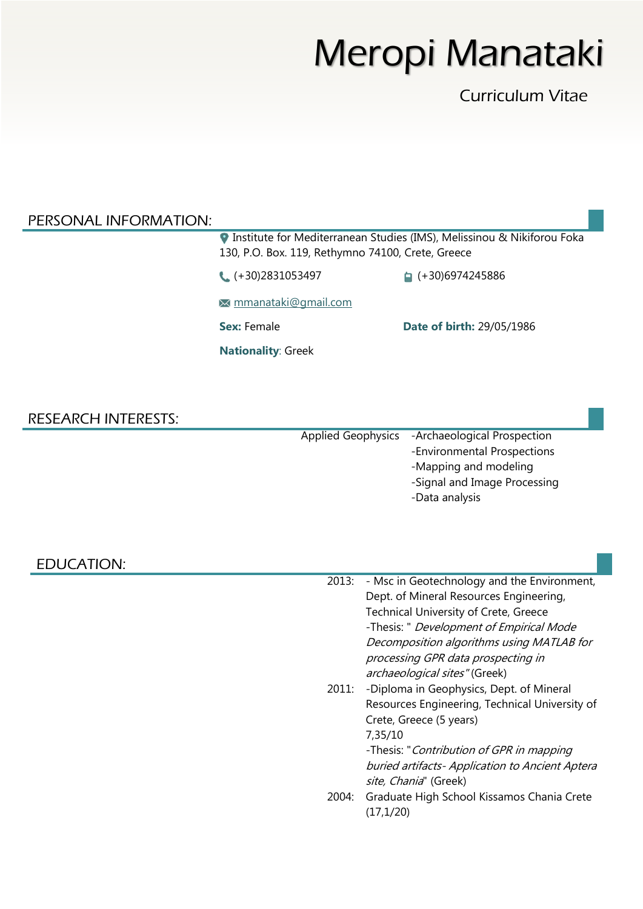# Meropi Manataki

Curriculum Vitae

## PERSONAL INFORMATION:

Institute for Mediterranean Studies (IMS), Melissinou & Nikiforou Foka 130, P.O. Box. 119, Rethymno 74100, Crete, Greece

(+30)2831053497 (+30)6974245886

mmanataki@gmail.com

**Sex:** Female **Date of birth:** 29/05/1986

**Nationality**: Greek

## RESEARCH INTERESTS:

Applied Geophysics

- -Archaeological Prospection
- -Environmental Prospections
- -Mapping and modeling
- -Signal and Image Processing
- -Data analysis

## EDUCATION:

2013: - Msc in Geotechnology and the Environment, Dept. of Mineral Resources Engineering, Technical University of Crete, Greece
-Thesis: " *Development of Empirical Mode Decomposition algorithms using MATLAB for processing GPR data prospecting in archaeological sites"* (Greek)

2011: -Diploma in Geophysics, Dept. of Mineral Resources Engineering, Technical University of Crete, Greece (5 years)
7,35/10
-Thesis: "*Contribution of GPR in mapping buried artifacts- Application to Ancient Aptera site, Chania*" (Greek)

2004: Graduate High School Kissamos Chania Crete (17,1/20)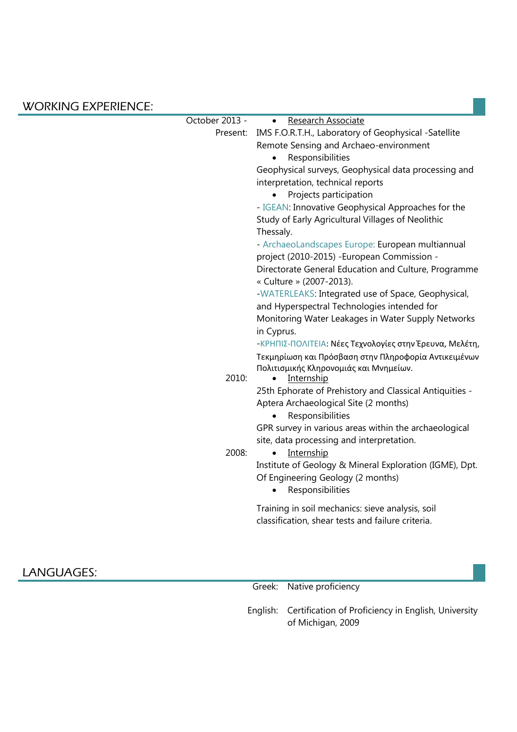## WORKING EXPERIENCE:

**October 2013 - Present:**

- Research Associate

IMS F.O.R.T.H., Laboratory of Geophysical -Satellite Remote Sensing and Archaeo-environment

- Responsibilities

Geophysical surveys, Geophysical data processing and interpretation, technical reports

- Projects participation

- IGEAN: Innovative Geophysical Approaches for the Study of Early Agricultural Villages of Neolithic Thessaly.

- ArchaeoLandscapes Europe: European multiannual project (2010-2015) -European Commission - Directorate General Education and Culture, Programme « Culture » (2007-2013).

-WATERLEAKS: Integrated use of Space, Geophysical, and Hyperspectral Technologies intended for Monitoring Water Leakages in Water Supply Networks in Cyprus.

-ΚΡΗΠΙΣ-ΠΟΛΙΤΕΙΑ: Νέες Τεχνολογίες στην Έρευνα, Μελέτη, Τεκμηρίωση και Πρόσβαση στην Πληροφορία Αντικειμένων Πολιτισμικής Κληρονομιάς και Μνημείων.

**2010:**

- Internship

25th Ephorate of Prehistory and Classical Antiquities - Aptera Archaeological Site (2 months)

- Responsibilities

GPR survey in various areas within the archaeological site, data processing and interpretation.

**2008:**

- Internship

Institute of Geology & Mineral Exploration (IGME), Dpt. Of Engineering Geology (2 months)

- Responsibilities

Training in soil mechanics: sieve analysis, soil classification, shear tests and failure criteria.

## LANGUAGES:

**Greek:** Native proficiency

**English:** Certification of Proficiency in English, University of Michigan, 2009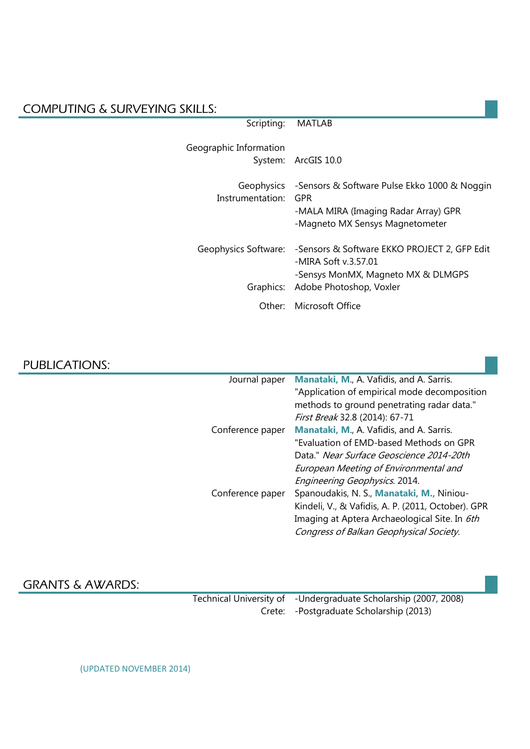## COMPUTING & SURVEYING SKILLS:

| | |
|---|---|
| Scripting: | MATLAB |
| Geographic Information System: | ArcGIS 10.0 |
| Geophysics Instrumentation: | -Sensors & Software Pulse Ekko 1000 & Noggin GPR<br>-MALA MIRA (Imaging Radar Array) GPR<br>-Magneto MX Sensys Magnetometer |
| Geophysics Software: | -Sensors & Software EKKO PROJECT 2, GFP Edit<br>-MIRA Soft v.3.57.01<br>-Sensys MonMX, Magneto MX & DLMGPS |
| Graphics: | Adobe Photoshop, Voxler |
| Other: | Microsoft Office |

## PUBLICATIONS:

| | |
|---|---|
| Journal paper | **Manataki, M.**, A. Vafidis, and A. Sarris. "Application of empirical mode decomposition methods to ground penetrating radar data." *First Break* 32.8 (2014): 67-71 |
| Conference paper | **Manataki, M.**, A. Vafidis, and A. Sarris. "Evaluation of EMD-based Methods on GPR Data." *Near Surface Geoscience 2014-20th European Meeting of Environmental and Engineering Geophysics*. 2014. |
| Conference paper | Spanoudakis, N. S., **Manataki, M.,** Niniou-Kindeli, V., & Vafidis, A. P. (2011, October). GPR Imaging at Aptera Archaeological Site. In *6th Congress of Balkan Geophysical Society*. |

## GRANTS & AWARDS:

| | |
|---|---|
| Technical University of Crete: | -Undergraduate Scholarship (2007, 2008)<br>-Postgraduate Scholarship (2013) |

(UPDATED NOVEMBER 2014)